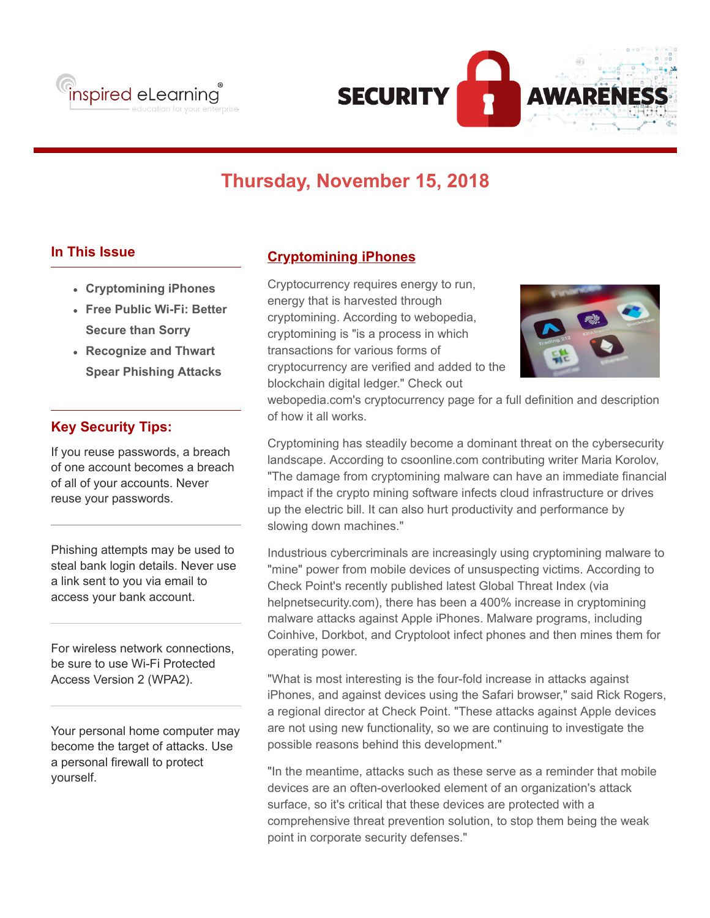# SECURITY AWARENESS

## Thursday, November 15, 2018

### In This Issue

- Cryptomining iPhones
- Free Public Wi-Fi: Better Secure than Sorry
- Recognize and Thwart Spear Phishing Attacks

### Key Security Tips:

If you reuse passwords, a breach of one account becomes a breach of all of your accounts. Never reuse your passwords.

Phishing attempts may be used to steal bank login details. Never use a link sent to you via email to access your bank account.

For wireless network connections, be sure to use Wi-Fi Protected Access Version 2 (WPA2).

Your personal home computer may become the target of attacks. Use a personal firewall to protect yourself.

## Cryptomining iPhones

Cryptocurrency requires energy to run, energy that is harvested through cryptomining. According to webopedia, cryptomining is "is a process in which transactions for various forms of cryptocurrency are verified and added to the blockchain digital ledger." Check out webopedia.com's cryptocurrency page for a full definition and description of how it all works.

Cryptomining has steadily become a dominant threat on the cybersecurity landscape. According to csoonline.com contributing writer Maria Korolov, "The damage from cryptomining malware can have an immediate financial impact if the crypto mining software infects cloud infrastructure or drives up the electric bill. It can also hurt productivity and performance by slowing down machines."

Industrious cybercriminals are increasingly using cryptomining malware to "mine" power from mobile devices of unsuspecting victims. According to Check Point's recently published latest Global Threat Index (via helpnetsecurity.com), there has been a 400% increase in cryptomining malware attacks against Apple iPhones. Malware programs, including Coinhive, Dorkbot, and Cryptoloot infect phones and then mines them for operating power.

"What is most interesting is the four-fold increase in attacks against iPhones, and against devices using the Safari browser," said Rick Rogers, a regional director at Check Point. "These attacks against Apple devices are not using new functionality, so we are continuing to investigate the possible reasons behind this development."

"In the meantime, attacks such as these serve as a reminder that mobile devices are an often-overlooked element of an organization's attack surface, so it's critical that these devices are protected with a comprehensive threat prevention solution, to stop them being the weak point in corporate security defenses."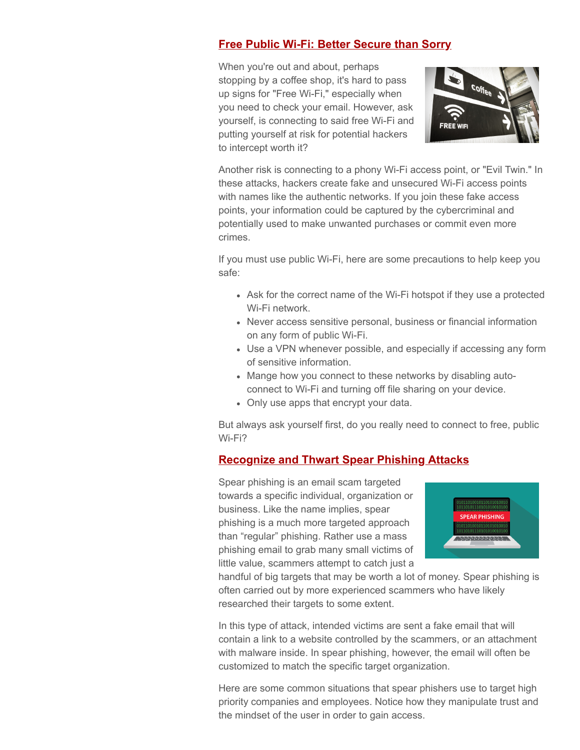## Free Public Wi-Fi: Better Secure than Sorry

When you're out and about, perhaps stopping by a coffee shop, it's hard to pass up signs for "Free Wi-Fi," especially when you need to check your email. However, ask yourself, is connecting to said free Wi-Fi and putting yourself at risk for potential hackers to intercept worth it?

Another risk is connecting to a phony Wi-Fi access point, or "Evil Twin." In these attacks, hackers create fake and unsecured Wi-Fi access points with names like the authentic networks. If you join these fake access points, your information could be captured by the cybercriminal and potentially used to make unwanted purchases or commit even more crimes.

If you must use public Wi-Fi, here are some precautions to help keep you safe:

- Ask for the correct name of the Wi-Fi hotspot if they use a protected Wi-Fi network.
- Never access sensitive personal, business or financial information on any form of public Wi-Fi.
- Use a VPN whenever possible, and especially if accessing any form of sensitive information.
- Mange how you connect to these networks by disabling auto-connect to Wi-Fi and turning off file sharing on your device.
- Only use apps that encrypt your data.

But always ask yourself first, do you really need to connect to free, public Wi-Fi?

## Recognize and Thwart Spear Phishing Attacks

Spear phishing is an email scam targeted towards a specific individual, organization or business. Like the name implies, spear phishing is a much more targeted approach than "regular" phishing. Rather use a mass phishing email to grab many small victims of little value, scammers attempt to catch just a handful of big targets that may be worth a lot of money. Spear phishing is often carried out by more experienced scammers who have likely researched their targets to some extent.

In this type of attack, intended victims are sent a fake email that will contain a link to a website controlled by the scammers, or an attachment with malware inside. In spear phishing, however, the email will often be customized to match the specific target organization.

Here are some common situations that spear phishers use to target high priority companies and employees. Notice how they manipulate trust and the mindset of the user in order to gain access.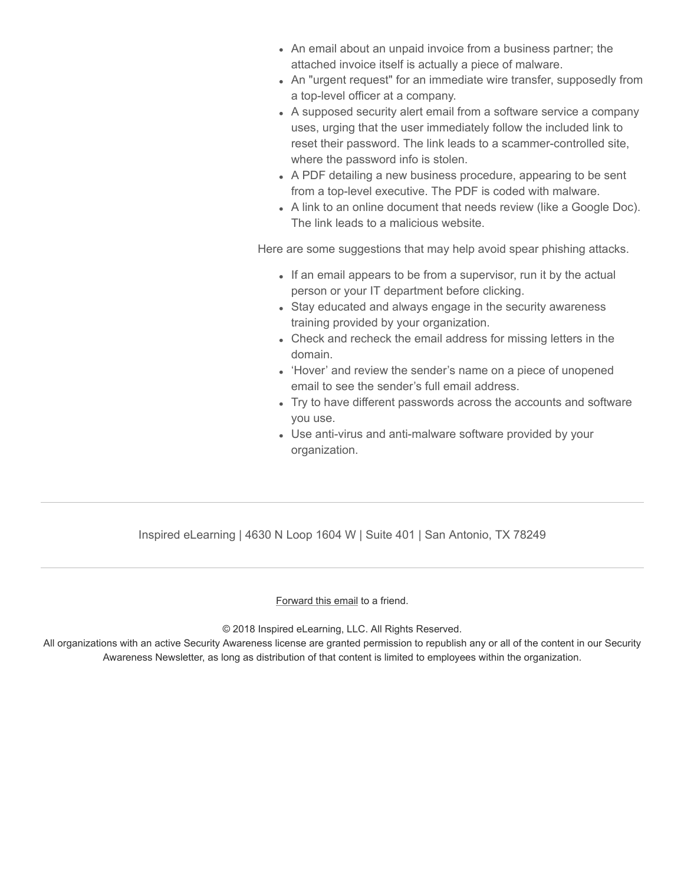- An email about an unpaid invoice from a business partner; the attached invoice itself is actually a piece of malware.
- An "urgent request" for an immediate wire transfer, supposedly from a top-level officer at a company.
- A supposed security alert email from a software service a company uses, urging that the user immediately follow the included link to reset their password. The link leads to a scammer-controlled site, where the password info is stolen.
- A PDF detailing a new business procedure, appearing to be sent from a top-level executive. The PDF is coded with malware.
- A link to an online document that needs review (like a Google Doc). The link leads to a malicious website.

Here are some suggestions that may help avoid spear phishing attacks.

- If an email appears to be from a supervisor, run it by the actual person or your IT department before clicking.
- Stay educated and always engage in the security awareness training provided by your organization.
- Check and recheck the email address for missing letters in the domain.
- 'Hover' and review the sender's name on a piece of unopened email to see the sender's full email address.
- Try to have different passwords across the accounts and software you use.
- Use anti-virus and anti-malware software provided by your organization.

---

Inspired eLearning | 4630 N Loop 1604 W | Suite 401 | San Antonio, TX 78249

---

Forward this email to a friend.

© 2018 Inspired eLearning, LLC. All Rights Reserved.
All organizations with an active Security Awareness license are granted permission to republish any or all of the content in our Security Awareness Newsletter, as long as distribution of that content is limited to employees within the organization.